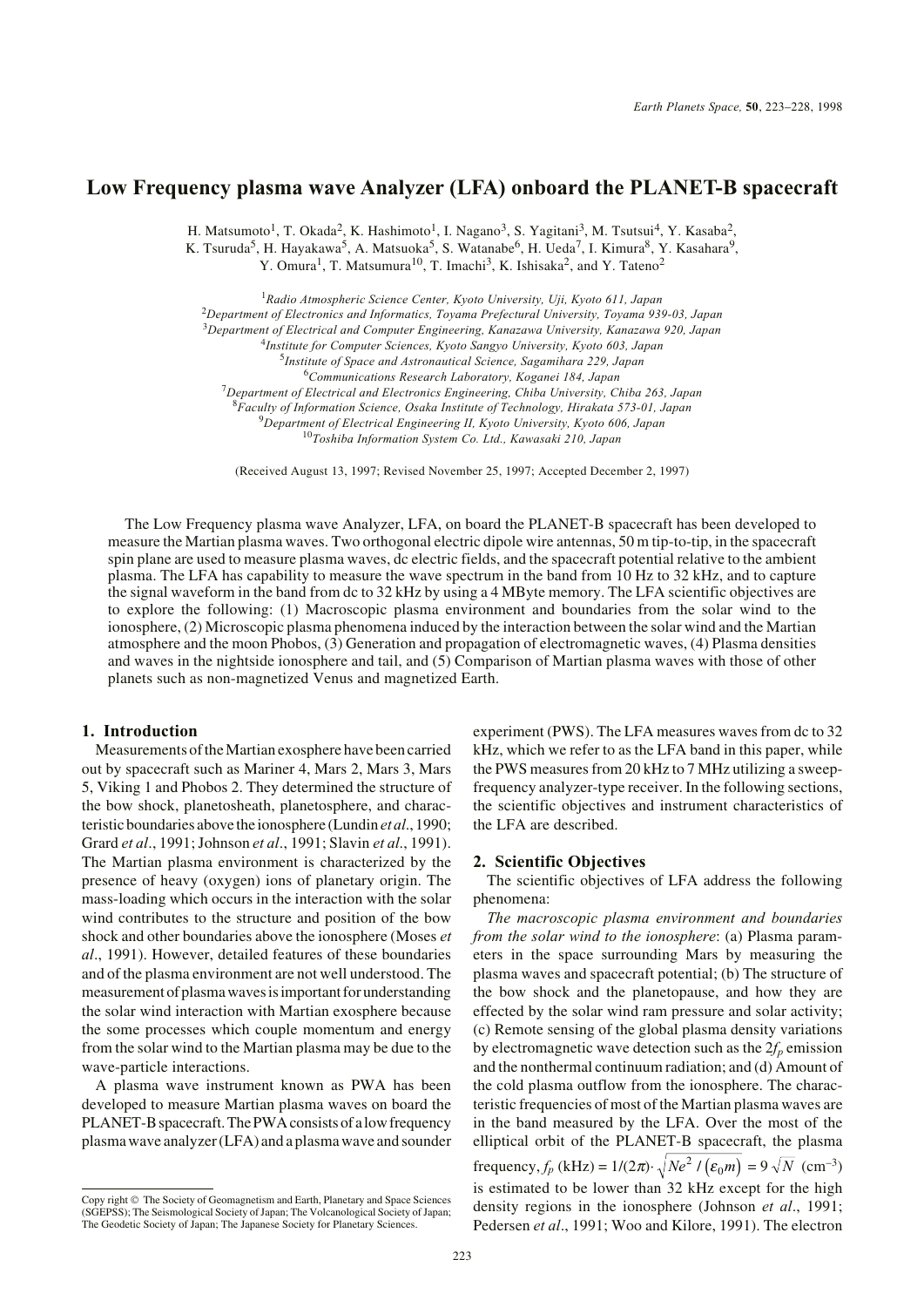# Low Frequency plasma wave Analyzer (LFA) onboard the PLANET-B spacecraft

H. Matsumoto[1], T. Okada[2], K. Hashimoto[1], I. Nagano[3], S. Yagitani[3], M. Tsutsui[4], Y. Kasaba[2], K. Tsuruda[5], H. Hayakawa[5], A. Matsuoka[5], S. Watanabe[6], H. Ueda[7], I. Kimura[8], Y. Kasahara[9], Y. Omura[1], T. Matsumura[10], T. Imachi[3], K. Ishisaka[2], and Y. Tateno[2]

[1]*Radio Atmospheric Science Center, Kyoto University, Uji, Kyoto 611, Japan*
[2]*Department of Electronics and Informatics, Toyama Prefectural University, Toyama 939-03, Japan*
[3]*Department of Electrical and Computer Engineering, Kanazawa University, Kanazawa 920, Japan*
[4]*Institute for Computer Sciences, Kyoto Sangyo University, Kyoto 603, Japan*
[5]*Institute of Space and Astronautical Science, Sagamihara 229, Japan*
[6]*Communications Research Laboratory, Koganei 184, Japan*
[7]*Department of Electrical and Electronics Engineering, Chiba University, Chiba 263, Japan*
[8]*Faculty of Information Science, Osaka Institute of Technology, Hirakata 573-01, Japan*
[9]*Department of Electrical Engineering II, Kyoto University, Kyoto 606, Japan*
[10]*Toshiba Information System Co. Ltd., Kawasaki 210, Japan*

(Received August 13, 1997; Revised November 25, 1997; Accepted December 2, 1997)

The Low Frequency plasma wave Analyzer, LFA, on board the PLANET-B spacecraft has been developed to measure the Martian plasma waves. Two orthogonal electric dipole wire antennas, 50 m tip-to-tip, in the spacecraft spin plane are used to measure plasma waves, dc electric fields, and the spacecraft potential relative to the ambient plasma. The LFA has capability to measure the wave spectrum in the band from 10 Hz to 32 kHz, and to capture the signal waveform in the band from dc to 32 kHz by using a 4 MByte memory. The LFA scientific objectives are to explore the following: (1) Macroscopic plasma environment and boundaries from the solar wind to the ionosphere, (2) Microscopic plasma phenomena induced by the interaction between the solar wind and the Martian atmosphere and the moon Phobos, (3) Generation and propagation of electromagnetic waves, (4) Plasma densities and waves in the nightside ionosphere and tail, and (5) Comparison of Martian plasma waves with those of other planets such as non-magnetized Venus and magnetized Earth.

## 1. Introduction

Measurements of the Martian exosphere have been carried out by spacecraft such as Mariner 4, Mars 2, Mars 3, Mars 5, Viking 1 and Phobos 2. They determined the structure of the bow shock, planetosheath, planetosphere, and characteristic boundaries above the ionosphere (Lundin *et al*., 1990; Grard *et al*., 1991; Johnson *et al*., 1991; Slavin *et al*., 1991). The Martian plasma environment is characterized by the presence of heavy (oxygen) ions of planetary origin. The mass-loading which occurs in the interaction with the solar wind contributes to the structure and position of the bow shock and other boundaries above the ionosphere (Moses *et al*., 1991). However, detailed features of these boundaries and of the plasma environment are not well understood. The measurement of plasma waves is important for understanding the solar wind interaction with Martian exosphere because the some processes which couple momentum and energy from the solar wind to the Martian plasma may be due to the wave-particle interactions.

A plasma wave instrument known as PWA has been developed to measure Martian plasma waves on board the PLANET-B spacecraft. The PWA consists of a low frequency plasma wave analyzer (LFA) and a plasma wave and sounder experiment (PWS). The LFA measures waves from dc to 32 kHz, which we refer to as the LFA band in this paper, while the PWS measures from 20 kHz to 7 MHz utilizing a sweep-frequency analyzer-type receiver. In the following sections, the scientific objectives and instrument characteristics of the LFA are described.

## 2. Scientific Objectives

The scientific objectives of LFA address the following phenomena:

*The macroscopic plasma environment and boundaries from the solar wind to the ionosphere*: (a) Plasma parameters in the space surrounding Mars by measuring the plasma waves and spacecraft potential; (b) The structure of the bow shock and the planetopause, and how they are effected by the solar wind ram pressure and solar activity; (c) Remote sensing of the global plasma density variations by electromagnetic wave detection such as the $2f_p$ emission and the nonthermal continuum radiation; and (d) Amount of the cold plasma outflow from the ionosphere. The characteristic frequencies of most of the Martian plasma waves are in the band measured by the LFA. Over the most of the elliptical orbit of the PLANET-B spacecraft, the plasma frequency, $f_p$ (kHz) $= 1/(2\pi)\cdot\sqrt{Ne^2/(\varepsilon_0 m)} = 9\sqrt{N}$ (cm$^{-3}$) is estimated to be lower than 32 kHz except for the high density regions in the ionosphere (Johnson *et al*., 1991; Pedersen *et al*., 1991; Woo and Kilore, 1991). The electron

Copy right © The Society of Geomagnetism and Earth, Planetary and Space Sciences (SGEPSS); The Seismological Society of Japan; The Volcanological Society of Japan; The Geodetic Society of Japan; The Japanese Society for Planetary Sciences.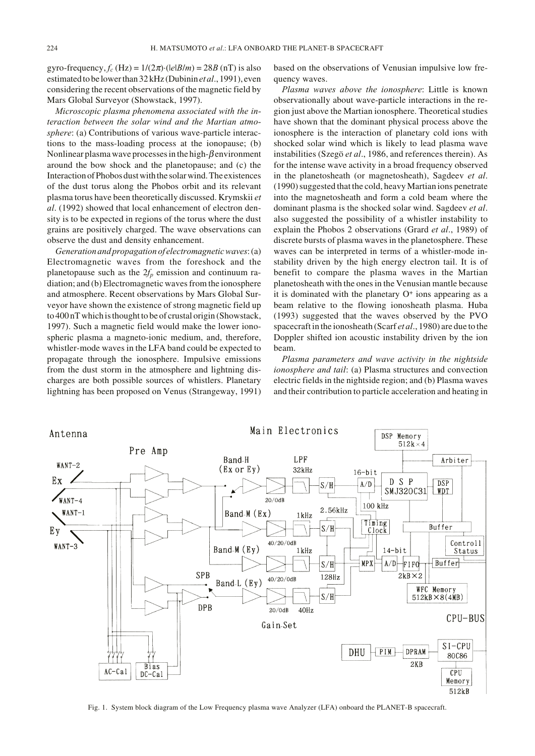gyro-frequency, $f_c$ (Hz) = $1/(2\pi)\cdot(|e|B/m) = 28B$ (nT) is also estimated to be lower than 32 kHz (Dubinin *et al*., 1991), even considering the recent observations of the magnetic field by Mars Global Surveyor (Showstack, 1997).

*Microscopic plasma phenomena associated with the interaction between the solar wind and the Martian atmosphere*: (a) Contributions of various wave-particle interactions to the mass-loading process at the ionopause; (b) Nonlinear plasma wave processes in the high-$\beta$ environment around the bow shock and the planetopause; and (c) the Interaction of Phobos dust with the solar wind. The existences of the dust torus along the Phobos orbit and its relevant plasma torus have been theoretically discussed. Krymskii *et al*. (1992) showed that local enhancement of electron density is to be expected in regions of the torus where the dust grains are positively charged. The wave observations can observe the dust and density enhancement.

*Generation and propagation of electromagnetic waves*: (a) Electromagnetic waves from the foreshock and the planetopause such as the $2f_p$ emission and continuum radiation; and (b) Electromagnetic waves from the ionosphere and atmosphere. Recent observations by Mars Global Surveyor have shown the existence of strong magnetic field up to 400 nT which is thought to be of crustal origin (Showstack, 1997). Such a magnetic field would make the lower ionospheric plasma a magneto-ionic medium, and, therefore, whistler-mode waves in the LFA band could be expected to propagate through the ionosphere. Impulsive emissions from the dust storm in the atmosphere and lightning discharges are both possible sources of whistlers. Planetary lightning has been proposed on Venus (Strangeway, 1991) based on the observations of Venusian impulsive low frequency waves.

*Plasma waves above the ionosphere*: Little is known observationally about wave-particle interactions in the region just above the Martian ionosphere. Theoretical studies have shown that the dominant physical process above the ionosphere is the interaction of planetary cold ions with shocked solar wind which is likely to lead plasma wave instabilities (Szegö *et al*., 1986, and references therein). As for the intense wave activity in a broad frequency observed in the planetosheath (or magnetosheath), Sagdeev *et al*. (1990) suggested that the cold, heavy Martian ions penetrate into the magnetosheath and form a cold beam where the dominant plasma is the shocked solar wind. Sagdeev *et al*. also suggested the possibility of a whistler instability to explain the Phobos 2 observations (Grard *et al*., 1989) of discrete bursts of plasma waves in the planetosphere. These waves can be interpreted in terms of a whistler-mode instability driven by the high energy electron tail. It is of benefit to compare the plasma waves in the Martian planetosheath with the ones in the Venusian mantle because it is dominated with the planetary $O^+$ ions appearing as a beam relative to the flowing ionosheath plasma. Huba (1993) suggested that the waves observed by the PVO spacecraft in the ionosheath (Scarf *et al*., 1980) are due to the Doppler shifted ion acoustic instability driven by the ion beam.

*Plasma parameters and wave activity in the nightside ionosphere and tail*: (a) Plasma structures and convection electric fields in the nightside region; and (b) Plasma waves and their contribution to particle acceleration and heating in

Antenna
Main Electronics
Pre Amp
WANT-2
Ex
WANT-4
WANT-1
Ey
WANT-3
Band-H (Ex or Ey)
LPF 32kHz
20/0dB
Band-M (Ex)
1kHz
40/20/0dB
Band-M (Ey)
1kHz
40/20/0dB
SPB
DPB
Band-L (Ey)
20/0dB
40Hz
Gain-Set
S/H
16-bit
A/D
2.56kHz
100 kHz
Timing Clock
128Hz
MPX
14-bit
A/D
FIFO
2kB×2
DSP Memory 512k×4
Arbiter
D S P SMJ320C31
DSP WDT
Buffer
Controll Status
Buffer
WFC Memory 512kB×8(4MB)
CPU-BUS
DHU
PIM
DPRAM 2KB
SI-CPU 80C86
CPU Memory 512kB
AC-Cal
Bias DC-Cal

Fig. 1. System block diagram of the Low Frequency plasma wave Analyzer (LFA) onboard the PLANET-B spacecraft.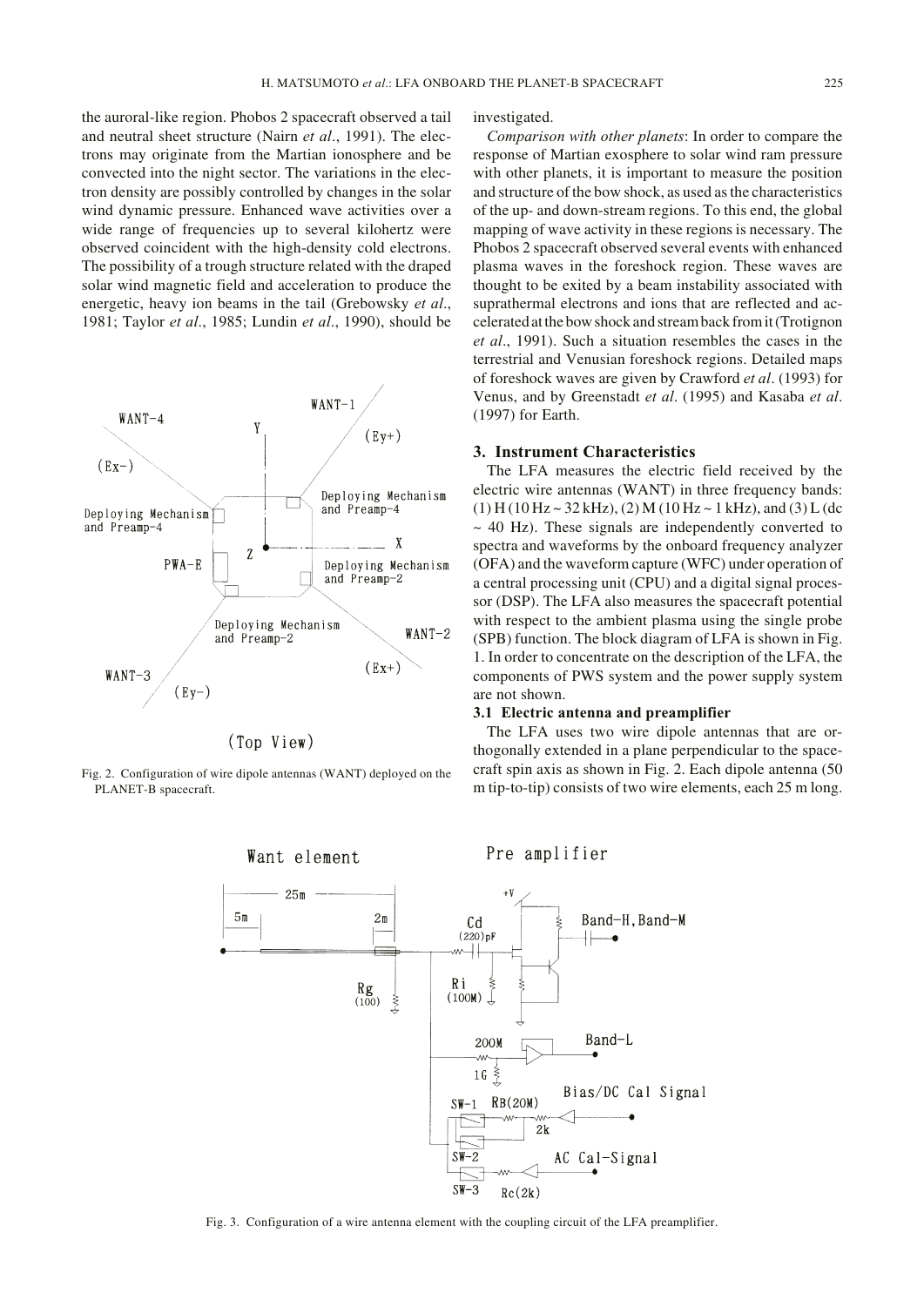the auroral-like region. Phobos 2 spacecraft observed a tail and neutral sheet structure (Nairn *et al*., 1991). The electrons may originate from the Martian ionosphere and be convected into the night sector. The variations in the electron density are possibly controlled by changes in the solar wind dynamic pressure. Enhanced wave activities over a wide range of frequencies up to several kilohertz were observed coincident with the high-density cold electrons. The possibility of a trough structure related with the draped solar wind magnetic field and acceleration to produce the energetic, heavy ion beams in the tail (Grebowsky *et al*., 1981; Taylor *et al*., 1985; Lundin *et al*., 1990), should be investigated.

WANT-1
WANT-4
Y
(Ey+)
(Ex-)
Deploying Mechanism and Preamp-4
Deploying Mechanism and Preamp-4
X
Z
PWA-E
Deploying Mechanism and Preamp-2
Deploying Mechanism and Preamp-2
WANT-2
(Ex+)
WANT-3
(Ey-)
(Top View)

Fig. 2. Configuration of wire dipole antennas (WANT) deployed on the PLANET-B spacecraft.

*Comparison with other planets*: In order to compare the response of Martian exosphere to solar wind ram pressure with other planets, it is important to measure the position and structure of the bow shock, as used as the characteristics of the up- and down-stream regions. To this end, the global mapping of wave activity in these regions is necessary. The Phobos 2 spacecraft observed several events with enhanced plasma waves in the foreshock region. These waves are thought to be exited by a beam instability associated with suprathermal electrons and ions that are reflected and accelerated at the bow shock and stream back from it (Trotignon *et al*., 1991). Such a situation resembles the cases in the terrestrial and Venusian foreshock regions. Detailed maps of foreshock waves are given by Crawford *et al*. (1993) for Venus, and by Greenstadt *et al*. (1995) and Kasaba *et al*. (1997) for Earth.

## 3. Instrument Characteristics

The LFA measures the electric field received by the electric wire antennas (WANT) in three frequency bands: (1) H (10 Hz ~ 32 kHz), (2) M (10 Hz ~ 1 kHz), and (3) L (dc ~ 40 Hz). These signals are independently converted to spectra and waveforms by the onboard frequency analyzer (OFA) and the waveform capture (WFC) under operation of a central processing unit (CPU) and a digital signal processor (DSP). The LFA also measures the spacecraft potential with respect to the ambient plasma using the single probe (SPB) function. The block diagram of LFA is shown in Fig. 1. In order to concentrate on the description of the LFA, the components of PWS system and the power supply system are not shown.

### 3.1 Electric antenna and preamplifier

The LFA uses two wire dipole antennas that are orthogonally extended in a plane perpendicular to the spacecraft spin axis as shown in Fig. 2. Each dipole antenna (50 m tip-to-tip) consists of two wire elements, each 25 m long.

Want element
Pre amplifier
25m
5m
2m
Cd (220)pF
+V
Band-H, Band-M
Rg (100)
Ri (100M)
200M
1G
Band-L
Bias/DC Cal Signal
SW-1 RB(20M)
2k
SW-2
AC Cal-Signal
SW-3 Rc(2k)

Fig. 3. Configuration of a wire antenna element with the coupling circuit of the LFA preamplifier.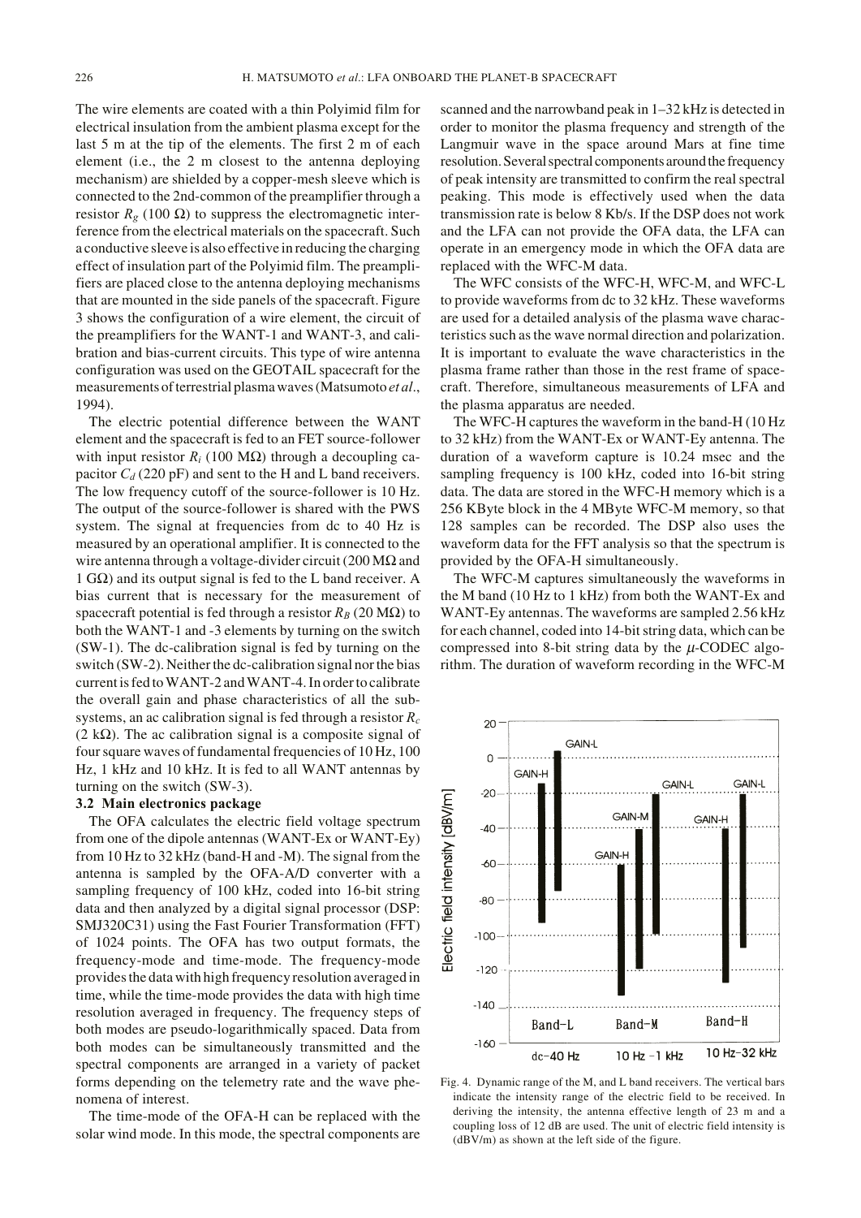The wire elements are coated with a thin Polyimid film for electrical insulation from the ambient plasma except for the last 5 m at the tip of the elements. The first 2 m of each element (i.e., the 2 m closest to the antenna deploying mechanism) are shielded by a copper-mesh sleeve which is connected to the 2nd-common of the preamplifier through a resistor $R_g$ (100 Ω) to suppress the electromagnetic interference from the electrical materials on the spacecraft. Such a conductive sleeve is also effective in reducing the charging effect of insulation part of the Polyimid film. The preamplifiers are placed close to the antenna deploying mechanisms that are mounted in the side panels of the spacecraft. Figure 3 shows the configuration of a wire element, the circuit of the preamplifiers for the WANT-1 and WANT-3, and calibration and bias-current circuits. This type of wire antenna configuration was used on the GEOTAIL spacecraft for the measurements of terrestrial plasma waves (Matsumoto *et al.*, 1994).

The electric potential difference between the WANT element and the spacecraft is fed to an FET source-follower with input resistor $R_i$ (100 MΩ) through a decoupling capacitor $C_d$ (220 pF) and sent to the H and L band receivers. The low frequency cutoff of the source-follower is 10 Hz. The output of the source-follower is shared with the PWS system. The signal at frequencies from dc to 40 Hz is measured by an operational amplifier. It is connected to the wire antenna through a voltage-divider circuit (200 MΩ and 1 GΩ) and its output signal is fed to the L band receiver. A bias current that is necessary for the measurement of spacecraft potential is fed through a resistor $R_B$ (20 MΩ) to both the WANT-1 and -3 elements by turning on the switch (SW-1). The dc-calibration signal is fed by turning on the switch (SW-2). Neither the dc-calibration signal nor the bias current is fed to WANT-2 and WANT-4. In order to calibrate the overall gain and phase characteristics of all the subsystems, an ac calibration signal is fed through a resistor $R_c$ (2 kΩ). The ac calibration signal is a composite signal of four square waves of fundamental frequencies of 10 Hz, 100 Hz, 1 kHz and 10 kHz. It is fed to all WANT antennas by turning on the switch (SW-3).

### 3.2 Main electronics package

The OFA calculates the electric field voltage spectrum from one of the dipole antennas (WANT-Ex or WANT-Ey) from 10 Hz to 32 kHz (band-H and -M). The signal from the antenna is sampled by the OFA-A/D converter with a sampling frequency of 100 kHz, coded into 16-bit string data and then analyzed by a digital signal processor (DSP: SMJ320C31) using the Fast Fourier Transformation (FFT) of 1024 points. The OFA has two output formats, the frequency-mode and time-mode. The frequency-mode provides the data with high frequency resolution averaged in time, while the time-mode provides the data with high time resolution averaged in frequency. The frequency steps of both modes are pseudo-logarithmically spaced. Data from both modes can be simultaneously transmitted and the spectral components are arranged in a variety of packet forms depending on the telemetry rate and the wave phenomena of interest.

The time-mode of the OFA-H can be replaced with the solar wind mode. In this mode, the spectral components are scanned and the narrowband peak in 1–32 kHz is detected in order to monitor the plasma frequency and strength of the Langmuir wave in the space around Mars at fine time resolution. Several spectral components around the frequency of peak intensity are transmitted to confirm the real spectral peaking. This mode is effectively used when the data transmission rate is below 8 Kb/s. If the DSP does not work and the LFA can not provide the OFA data, the LFA can operate in an emergency mode in which the OFA data are replaced with the WFC-M data.

The WFC consists of the WFC-H, WFC-M, and WFC-L to provide waveforms from dc to 32 kHz. These waveforms are used for a detailed analysis of the plasma wave characteristics such as the wave normal direction and polarization. It is important to evaluate the wave characteristics in the plasma frame rather than those in the rest frame of spacecraft. Therefore, simultaneous measurements of LFA and the plasma apparatus are needed.

The WFC-H captures the waveform in the band-H (10 Hz to 32 kHz) from the WANT-Ex or WANT-Ey antenna. The duration of a waveform capture is 10.24 msec and the sampling frequency is 100 kHz, coded into 16-bit string data. The data are stored in the WFC-H memory which is a 256 KByte block in the 4 MByte WFC-M memory, so that 128 samples can be recorded. The DSP also uses the waveform data for the FFT analysis so that the spectrum is provided by the OFA-H simultaneously.

The WFC-M captures simultaneously the waveforms in the M band (10 Hz to 1 kHz) from both the WANT-Ex and WANT-Ey antennas. The waveforms are sampled 2.56 kHz for each channel, coded into 14-bit string data, which can be compressed into 8-bit string data by the $\mu$-CODEC algorithm. The duration of waveform recording in the WFC-M

Electric field intensity [dBV/m]
20
0
-20
-40
-60
-80
-100
-120
-140
-160
GAIN-H
GAIN-L
GAIN-H
GAIN-M
GAIN-L
GAIN-H
GAIN-L
Band-L
Band-M
Band-H
dc-40 Hz
10 Hz -1 kHz
10 Hz-32 kHz

Fig. 4. Dynamic range of the M, and L band receivers. The vertical bars indicate the intensity range of the electric field to be received. In deriving the intensity, the antenna effective length of 23 m and a coupling loss of 12 dB are used. The unit of electric field intensity is (dBV/m) as shown at the left side of the figure.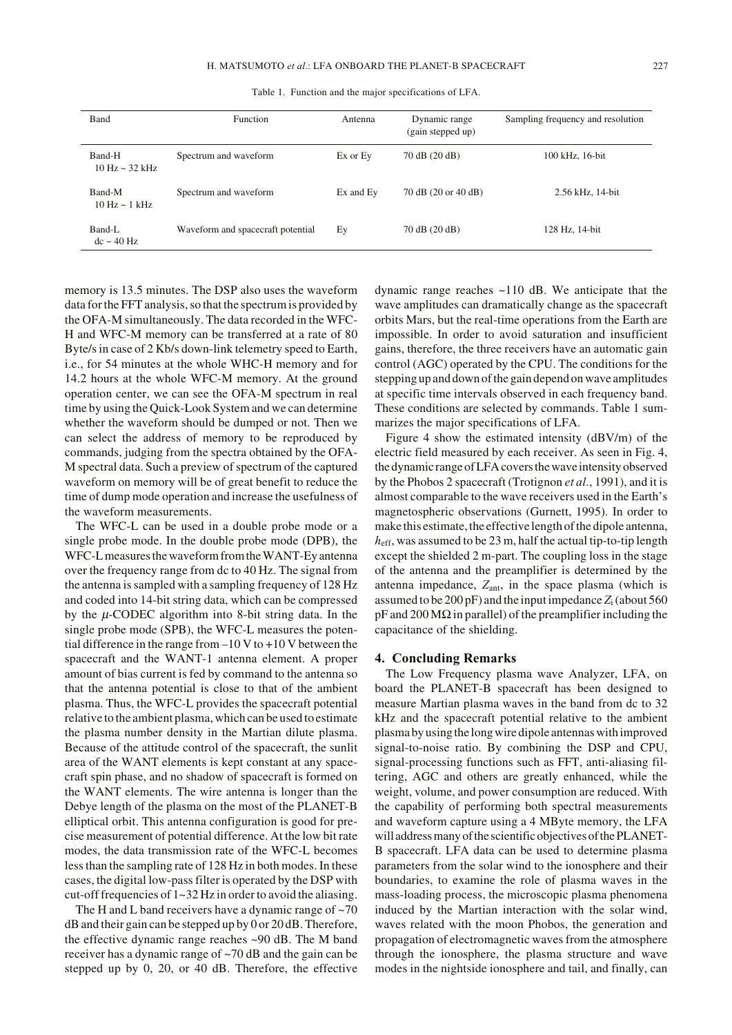Table 1. Function and the major specifications of LFA.

| Band | Function | Antenna | Dynamic range (gain stepped up) | Sampling frequency and resolution |
|---|---|---|---|---|
| Band-H 10 Hz ~ 32 kHz | Spectrum and waveform | Ex or Ey | 70 dB (20 dB) | 100 kHz, 16-bit |
| Band-M 10 Hz ~ 1 kHz | Spectrum and waveform | Ex and Ey | 70 dB (20 or 40 dB) | 2.56 kHz, 14-bit |
| Band-L dc ~ 40 Hz | Waveform and spacecraft potential | Ey | 70 dB (20 dB) | 128 Hz, 14-bit |

memory is 13.5 minutes. The DSP also uses the waveform data for the FFT analysis, so that the spectrum is provided by the OFA-M simultaneously. The data recorded in the WFC-H and WFC-M memory can be transferred at a rate of 80 Byte/s in case of 2 Kb/s down-link telemetry speed to Earth, i.e., for 54 minutes at the whole WHC-H memory and for 14.2 hours at the whole WFC-M memory. At the ground operation center, we can see the OFA-M spectrum in real time by using the Quick-Look System and we can determine whether the waveform should be dumped or not. Then we can select the address of memory to be reproduced by commands, judging from the spectra obtained by the OFA-M spectral data. Such a preview of spectrum of the captured waveform on memory will be of great benefit to reduce the time of dump mode operation and increase the usefulness of the waveform measurements.

The WFC-L can be used in a double probe mode or a single probe mode. In the double probe mode (DPB), the WFC-L measures the waveform from the WANT-Ey antenna over the frequency range from dc to 40 Hz. The signal from the antenna is sampled with a sampling frequency of 128 Hz and coded into 14-bit string data, which can be compressed by the $\mu$-CODEC algorithm into 8-bit string data. In the single probe mode (SPB), the WFC-L measures the potential difference in the range from –10 V to +10 V between the spacecraft and the WANT-1 antenna element. A proper amount of bias current is fed by command to the antenna so that the antenna potential is close to that of the ambient plasma. Thus, the WFC-L provides the spacecraft potential relative to the ambient plasma, which can be used to estimate the plasma number density in the Martian dilute plasma. Because of the attitude control of the spacecraft, the sunlit area of the WANT elements is kept constant at any spacecraft spin phase, and no shadow of spacecraft is formed on the WANT elements. The wire antenna is longer than the Debye length of the plasma on the most of the PLANET-B elliptical orbit. This antenna configuration is good for precise measurement of potential difference. At the low bit rate modes, the data transmission rate of the WFC-L becomes less than the sampling rate of 128 Hz in both modes. In these cases, the digital low-pass filter is operated by the DSP with cut-off frequencies of 1~32 Hz in order to avoid the aliasing.

The H and L band receivers have a dynamic range of ~70 dB and their gain can be stepped up by 0 or 20 dB. Therefore, the effective dynamic range reaches ~90 dB. The M band receiver has a dynamic range of ~70 dB and the gain can be stepped up by 0, 20, or 40 dB. Therefore, the effective dynamic range reaches ~110 dB. We anticipate that the wave amplitudes can dramatically change as the spacecraft orbits Mars, but the real-time operations from the Earth are impossible. In order to avoid saturation and insufficient gains, therefore, the three receivers have an automatic gain control (AGC) operated by the CPU. The conditions for the stepping up and down of the gain depend on wave amplitudes at specific time intervals observed in each frequency band. These conditions are selected by commands. Table 1 summarizes the major specifications of LFA.

Figure 4 show the estimated intensity (dBV/m) of the electric field measured by each receiver. As seen in Fig. 4, the dynamic range of LFA covers the wave intensity observed by the Phobos 2 spacecraft (Trotignon *et al.*, 1991), and it is almost comparable to the wave receivers used in the Earth's magnetospheric observations (Gurnett, 1995). In order to make this estimate, the effective length of the dipole antenna, $h_{\mathrm{eff}}$, was assumed to be 23 m, half the actual tip-to-tip length except the shielded 2 m-part. The coupling loss in the stage of the antenna and the preamplifier is determined by the antenna impedance, $Z_{\mathrm{ant}}$, in the space plasma (which is assumed to be 200 pF) and the input impedance $Z_{\mathrm{i}}$ (about 560 pF and 200 M$\Omega$ in parallel) of the preamplifier including the capacitance of the shielding.

## 4. Concluding Remarks

The Low Frequency plasma wave Analyzer, LFA, on board the PLANET-B spacecraft has been designed to measure Martian plasma waves in the band from dc to 32 kHz and the spacecraft potential relative to the ambient plasma by using the long wire dipole antennas with improved signal-to-noise ratio. By combining the DSP and CPU, signal-processing functions such as FFT, anti-aliasing filtering, AGC and others are greatly enhanced, while the weight, volume, and power consumption are reduced. With the capability of performing both spectral measurements and waveform capture using a 4 MByte memory, the LFA will address many of the scientific objectives of the PLANET-B spacecraft. LFA data can be used to determine plasma parameters from the solar wind to the ionosphere and their boundaries, to examine the role of plasma waves in the mass-loading process, the microscopic plasma phenomena induced by the Martian interaction with the solar wind, waves related with the moon Phobos, the generation and propagation of electromagnetic waves from the atmosphere through the ionosphere, the plasma structure and wave modes in the nightside ionosphere and tail, and finally, can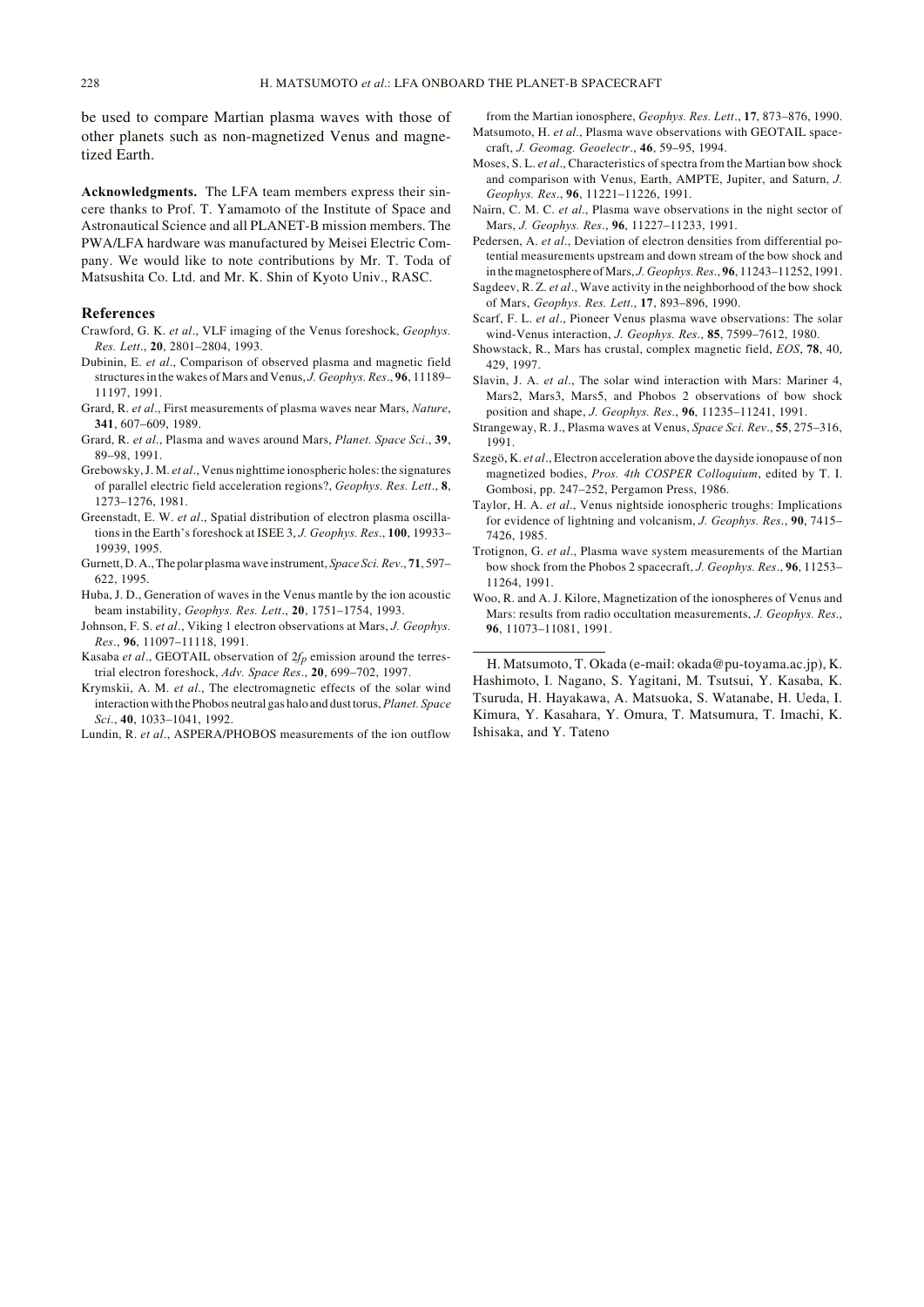be used to compare Martian plasma waves with those of other planets such as non-magnetized Venus and magnetized Earth.

**Acknowledgments.** The LFA team members express their sincere thanks to Prof. T. Yamamoto of the Institute of Space and Astronautical Science and all PLANET-B mission members. The PWA/LFA hardware was manufactured by Meisei Electric Company. We would like to note contributions by Mr. T. Toda of Matsushita Co. Ltd. and Mr. K. Shin of Kyoto Univ., RASC.

## References

Crawford, G. K. *et al*., VLF imaging of the Venus foreshock, *Geophys. Res. Lett*., **20**, 2801–2804, 1993.

Dubinin, E. *et al*., Comparison of observed plasma and magnetic field structures in the wakes of Mars and Venus, *J. Geophys. Res*., **96**, 11189–11197, 1991.

Grard, R. *et al*., First measurements of plasma waves near Mars, *Nature*, **341**, 607–609, 1989.

Grard, R. *et al*., Plasma and waves around Mars, *Planet. Space Sci*., **39**, 89–98, 1991.

Grebowsky, J. M. *et al*., Venus nighttime ionospheric holes: the signatures of parallel electric field acceleration regions?, *Geophys. Res. Lett*., **8**, 1273–1276, 1981.

Greenstadt, E. W. *et al*., Spatial distribution of electron plasma oscillations in the Earth's foreshock at ISEE 3, *J. Geophys. Res*., **100**, 19933–19939, 1995.

Gurnett, D. A., The polar plasma wave instrument, *Space Sci. Rev*., **71**, 597–622, 1995.

Huba, J. D., Generation of waves in the Venus mantle by the ion acoustic beam instability, *Geophys. Res. Lett*., **20**, 1751–1754, 1993.

Johnson, F. S. *et al*., Viking 1 electron observations at Mars, *J. Geophys. Res*., **96**, 11097–11118, 1991.

Kasaba *et al*., GEOTAIL observation of $2f_p$ emission around the terrestrial electron foreshock, *Adv. Space Res*., **20**, 699–702, 1997.

Krymskii, A. M. *et al*., The electromagnetic effects of the solar wind interaction with the Phobos neutral gas halo and dust torus, *Planet. Space Sci*., **40**, 1033–1041, 1992.

Lundin, R. *et al*., ASPERA/PHOBOS measurements of the ion outflow from the Martian ionosphere, *Geophys. Res. Lett*., **17**, 873–876, 1990.

Matsumoto, H. *et al*., Plasma wave observations with GEOTAIL spacecraft, *J. Geomag. Geoelectr*., **46**, 59–95, 1994.

Moses, S. L. *et al*., Characteristics of spectra from the Martian bow shock and comparison with Venus, Earth, AMPTE, Jupiter, and Saturn, *J. Geophys. Res*., **96**, 11221–11226, 1991.

Nairn, C. M. C. *et al*., Plasma wave observations in the night sector of Mars, *J. Geophys. Res*., **96**, 11227–11233, 1991.

Pedersen, A. *et al*., Deviation of electron densities from differential potential measurements upstream and down stream of the bow shock and in the magnetosphere of Mars, *J. Geophys. Res*., **96**, 11243–11252, 1991.

Sagdeev, R. Z. *et al*., Wave activity in the neighborhood of the bow shock of Mars, *Geophys. Res. Lett*., **17**, 893–896, 1990.

Scarf, F. L. *et al*., Pioneer Venus plasma wave observations: The solar wind-Venus interaction, *J. Geophys. Res*., **85**, 7599–7612, 1980.

Showstack, R., Mars has crustal, complex magnetic field, *EOS*, **78**, 40, 429, 1997.

Slavin, J. A. *et al*., The solar wind interaction with Mars: Mariner 4, Mars2, Mars3, Mars5, and Phobos 2 observations of bow shock position and shape, *J. Geophys. Res*., **96**, 11235–11241, 1991.

Strangeway, R. J., Plasma waves at Venus, *Space Sci. Rev*., **55**, 275–316, 1991.

Szegö, K. *et al*., Electron acceleration above the dayside ionopause of non magnetized bodies, *Pros. 4th COSPER Colloquium*, edited by T. I. Gombosi, pp. 247–252, Pergamon Press, 1986.

Taylor, H. A. *et al*., Venus nightside ionospheric troughs: Implications for evidence of lightning and volcanism, *J. Geophys. Res*., **90**, 7415–7426, 1985.

Trotignon, G. *et al*., Plasma wave system measurements of the Martian bow shock from the Phobos 2 spacecraft, *J. Geophys. Res*., **96**, 11253–11264, 1991.

Woo, R. and A. J. Kilore, Magnetization of the ionospheres of Venus and Mars: results from radio occultation measurements, *J. Geophys. Res*., **96**, 11073–11081, 1991.

---

H. Matsumoto, T. Okada (e-mail: okada@pu-toyama.ac.jp), K. Hashimoto, I. Nagano, S. Yagitani, M. Tsutsui, Y. Kasaba, K. Tsuruda, H. Hayakawa, A. Matsuoka, S. Watanabe, H. Ueda, I. Kimura, Y. Kasahara, Y. Omura, T. Matsumura, T. Imachi, K. Ishisaka, and Y. Tateno